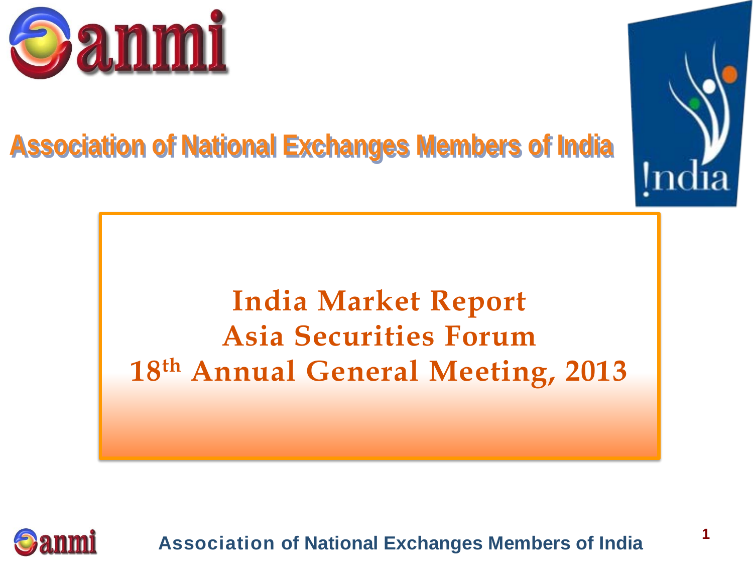# Association of National Exchanges Members of India

## India Market Report
## Asia Securities Forum
## 18th Annual General Meeting, 2013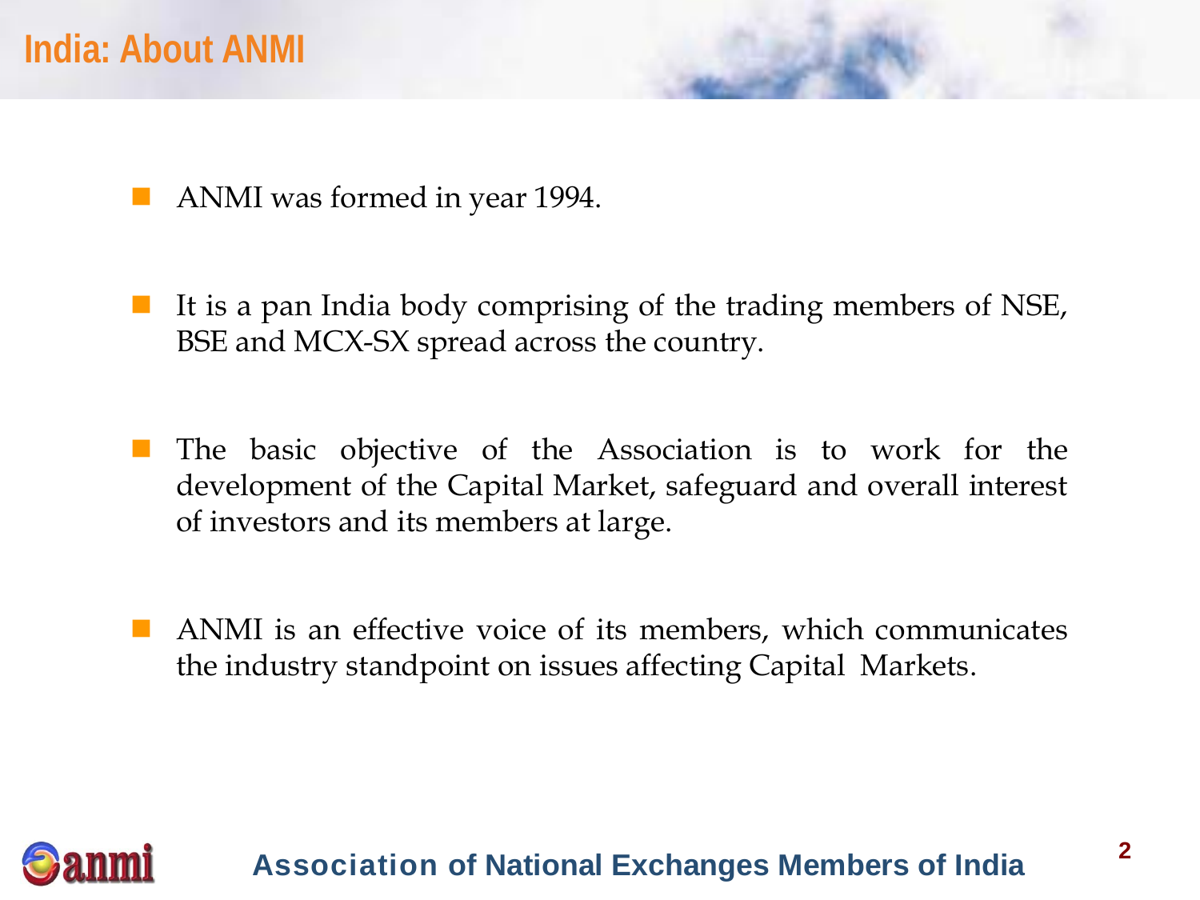# India: About ANMI

- ANMI was formed in year 1994.

- It is a pan India body comprising of the trading members of NSE, BSE and MCX-SX spread across the country.

- The basic objective of the Association is to work for the development of the Capital Market, safeguard and overall interest of investors and its members at large.

- ANMI is an effective voice of its members, which communicates the industry standpoint on issues affecting Capital Markets.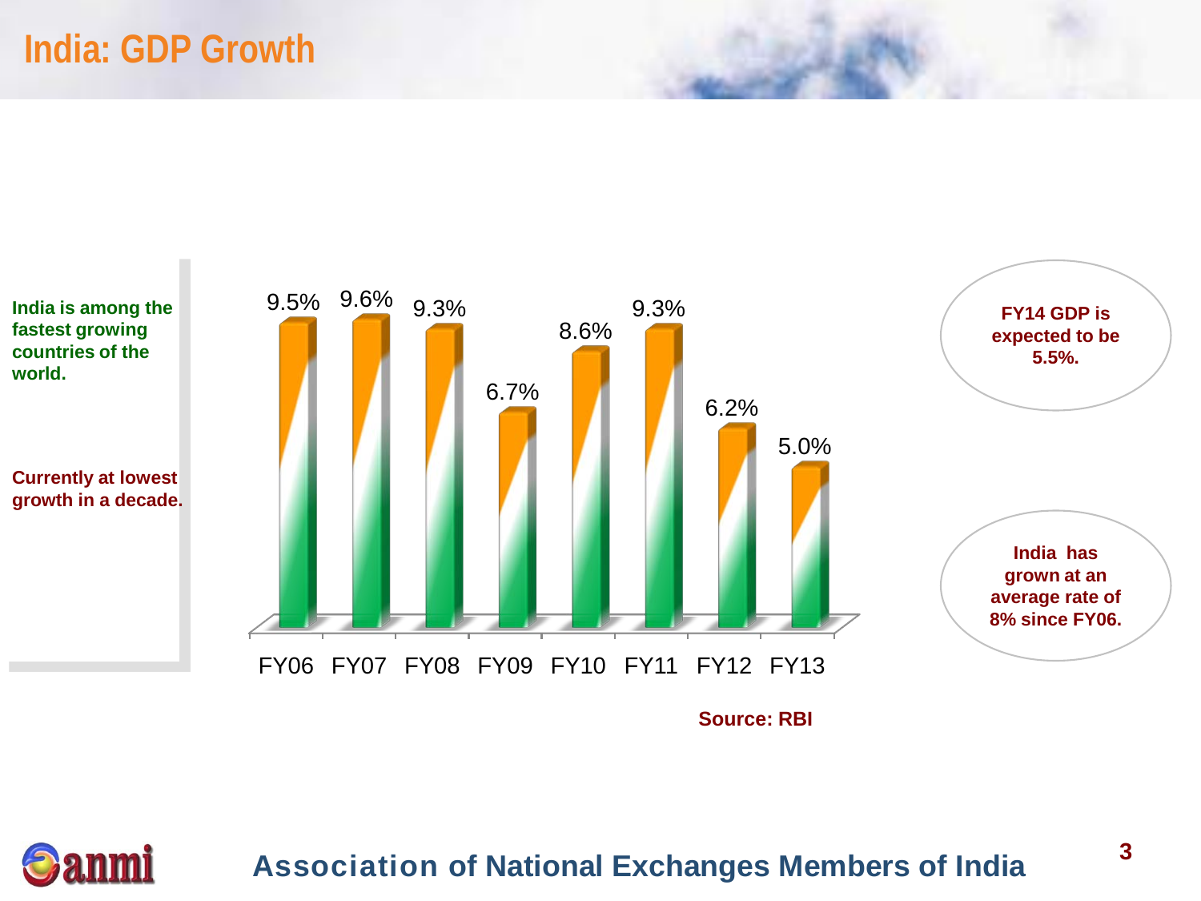# India: GDP Growth

India is among the fastest growing countries of the world.

Currently at lowest growth in a decade.

| FY06 | FY07 | FY08 | FY09 | FY10 | FY11 | FY12 | FY13 |
|---|---|---|---|---|---|---|---|
| 9.5% | 9.6% | 9.3% | 6.7% | 8.6% | 9.3% | 6.2% | 5.0% |

FY14 GDP is expected to be 5.5%.

India has grown at an average rate of 8% since FY06.

Source: RBI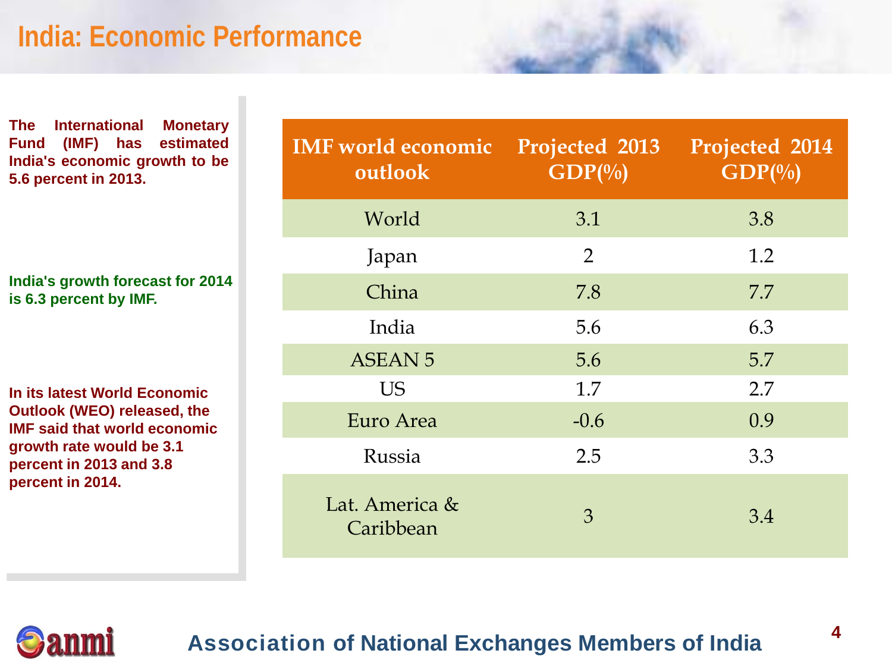# India: Economic Performance

**The International Monetary Fund (IMF) has estimated India's economic growth to be 5.6 percent in 2013.**

**India's growth forecast for 2014 is 6.3 percent by IMF.**

**In its latest World Economic Outlook (WEO) released, the IMF said that world economic growth rate would be 3.1 percent in 2013 and 3.8 percent in 2014.**

| IMF world economic outlook | Projected 2013 GDP(%) | Projected 2014 GDP(%) |
|---|---|---|
| World | 3.1 | 3.8 |
| Japan | 2 | 1.2 |
| China | 7.8 | 7.7 |
| India | 5.6 | 6.3 |
| ASEAN 5 | 5.6 | 5.7 |
| US | 1.7 | 2.7 |
| Euro Area | -0.6 | 0.9 |
| Russia | 2.5 | 3.3 |
| Lat. America & Caribbean | 3 | 3.4 |

anmi

Association of National Exchanges Members of India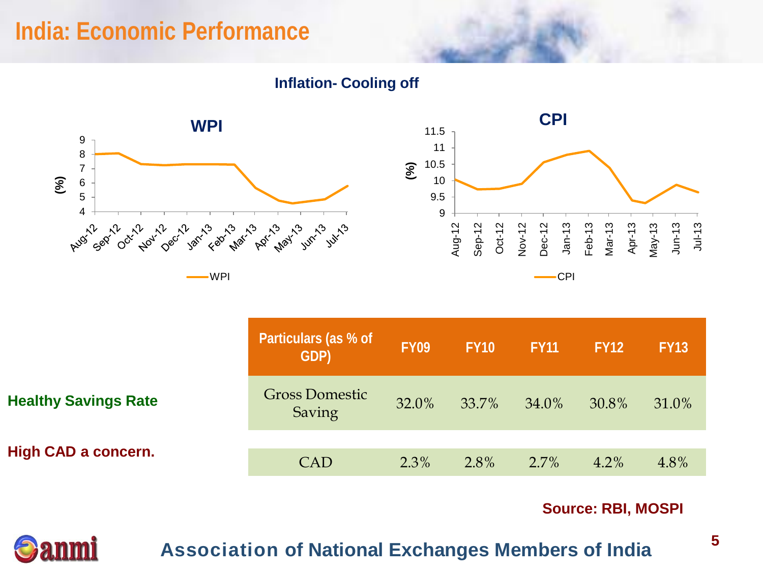# India: Economic Performance

## Inflation- Cooling off

**WPI**

**CPI**

| Particulars (as % of GDP) | FY09 | FY10 | FY11 | FY12 | FY13 |
|---|---|---|---|---|---|
| Gross Domestic Saving | 32.0% | 33.7% | 34.0% | 30.8% | 31.0% |
| CAD | 2.3% | 2.8% | 2.7% | 4.2% | 4.8% |

**Healthy Savings Rate**

**High CAD a concern.**

**Source: RBI, MOSPI**

Association of National Exchanges Members of India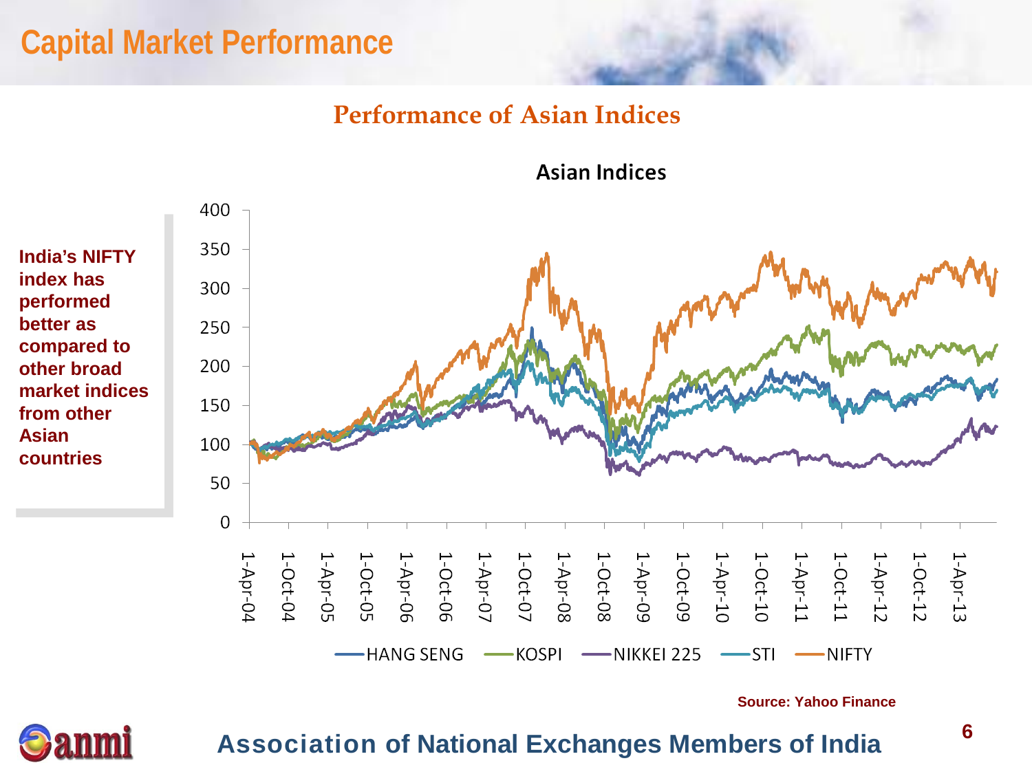# Capital Market Performance

## Performance of Asian Indices

**India's NIFTY index has performed better as compared to other broad market indices from other Asian countries**

**Asian Indices**

Legend: HANG SENG, KOSPI, NIKKEI 225, STI, NIFTY

Y-axis: 0, 50, 100, 150, 200, 250, 300, 350, 400

X-axis: 1-Apr-04, 1-Oct-04, 1-Apr-05, 1-Oct-05, 1-Apr-06, 1-Oct-06, 1-Apr-07, 1-Oct-07, 1-Apr-08, 1-Oct-08, 1-Apr-09, 1-Oct-09, 1-Apr-10, 1-Oct-10, 1-Apr-11, 1-Oct-11, 1-Apr-12, 1-Oct-12, 1-Apr-13

**Source: Yahoo Finance**

**Association of National Exchanges Members of India**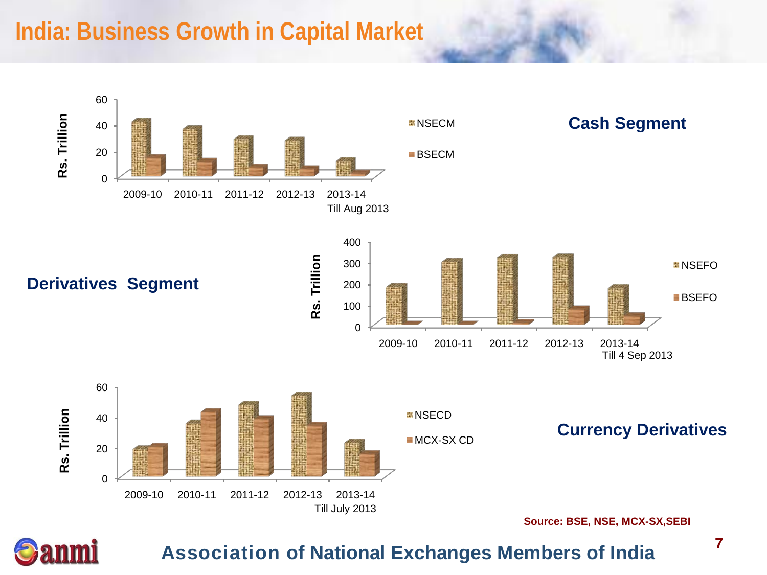# India: Business Growth in Capital Market

## Cash Segment

Rs. Trillion

60
40
20
0

NSECM
BSECM

2009-10 | 2010-11 | 2011-12 | 2012-13 | 2013-14 Till Aug 2013

## Derivatives Segment

Rs. Trillion

400
300
200
100
0

NSEFO
BSEFO

2009-10 | 2010-11 | 2011-12 | 2012-13 | 2013-14 Till 4 Sep 2013

## Currency Derivatives

Rs. Trillion

60
40
20
0

NSECD
MCX-SX CD

2009-10 | 2010-11 | 2011-12 | 2012-13 | 2013-14 Till July 2013

**Source: BSE, NSE, MCX-SX,SEBI**

anmi

**Association of National Exchanges Members of India**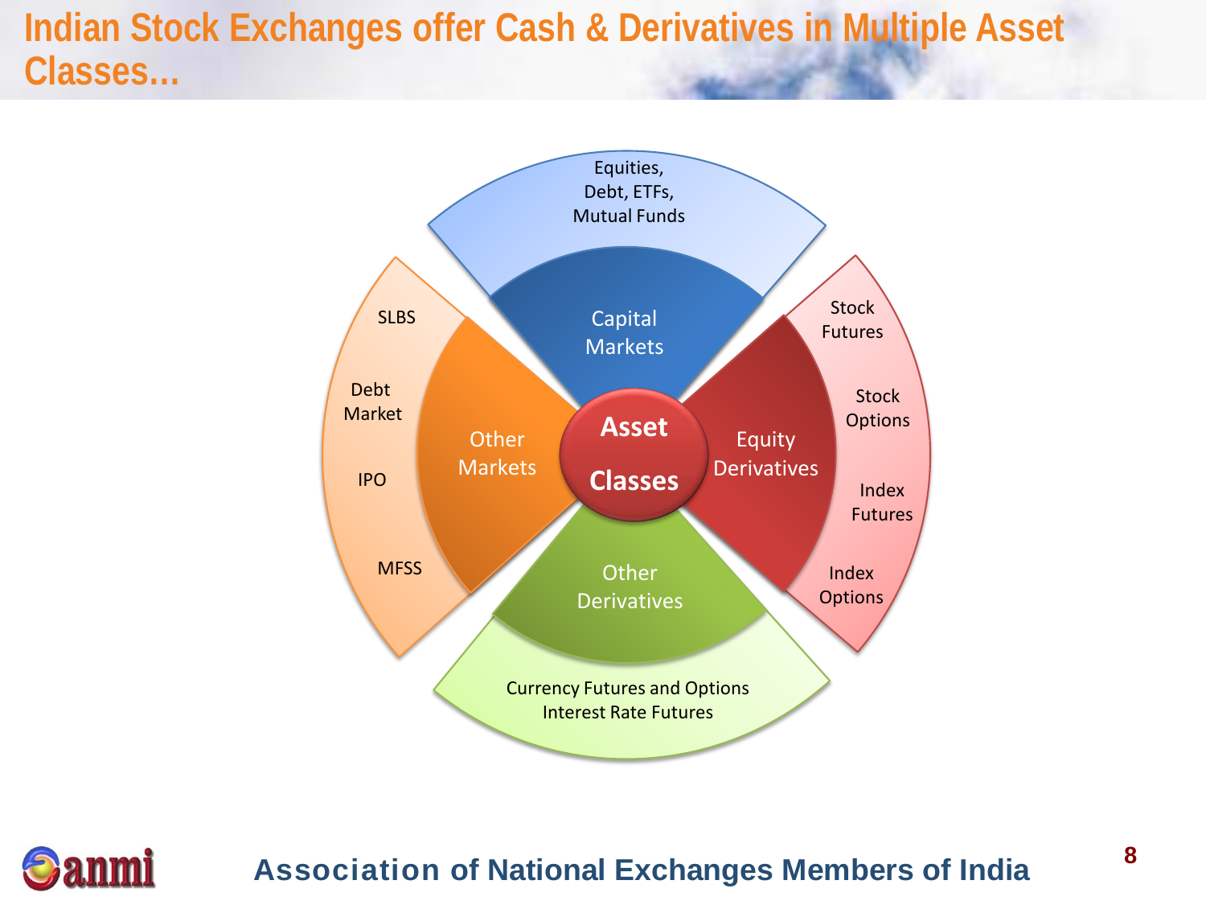# Indian Stock Exchanges offer Cash & Derivatives in Multiple Asset Classes…

**Asset Classes**

- **Capital Markets**
  - Equities, Debt, ETFs, Mutual Funds
- **Equity Derivatives**
  - Stock Futures
  - Stock Options
  - Index Futures
  - Index Options
- **Other Derivatives**
  - Currency Futures and Options
  - Interest Rate Futures
- **Other Markets**
  - SLBS
  - Debt Market
  - IPO
  - MFSS

Association of National Exchanges Members of India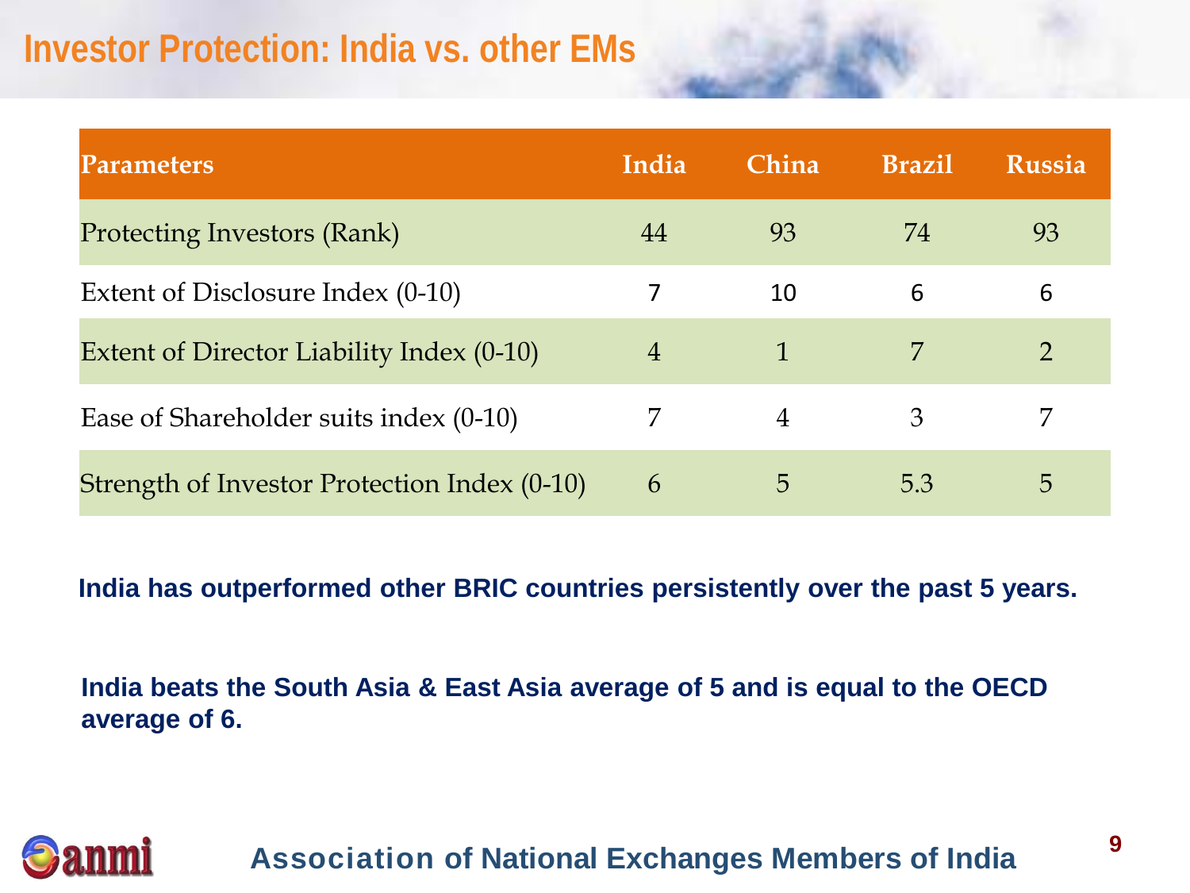# Investor Protection: India vs. other EMs

| Parameters | India | China | Brazil | Russia |
|---|---|---|---|---|
| Protecting Investors (Rank) | 44 | 93 | 74 | 93 |
| Extent of Disclosure Index (0-10) | 7 | 10 | 6 | 6 |
| Extent of Director Liability Index (0-10) | 4 | 1 | 7 | 2 |
| Ease of Shareholder suits index (0-10) | 7 | 4 | 3 | 7 |
| Strength of Investor Protection Index (0-10) | 6 | 5 | 5.3 | 5 |

**India has outperformed other BRIC countries persistently over the past 5 years.**

**India beats the South Asia & East Asia average of 5 and is equal to the OECD average of 6.**

Association of National Exchanges Members of India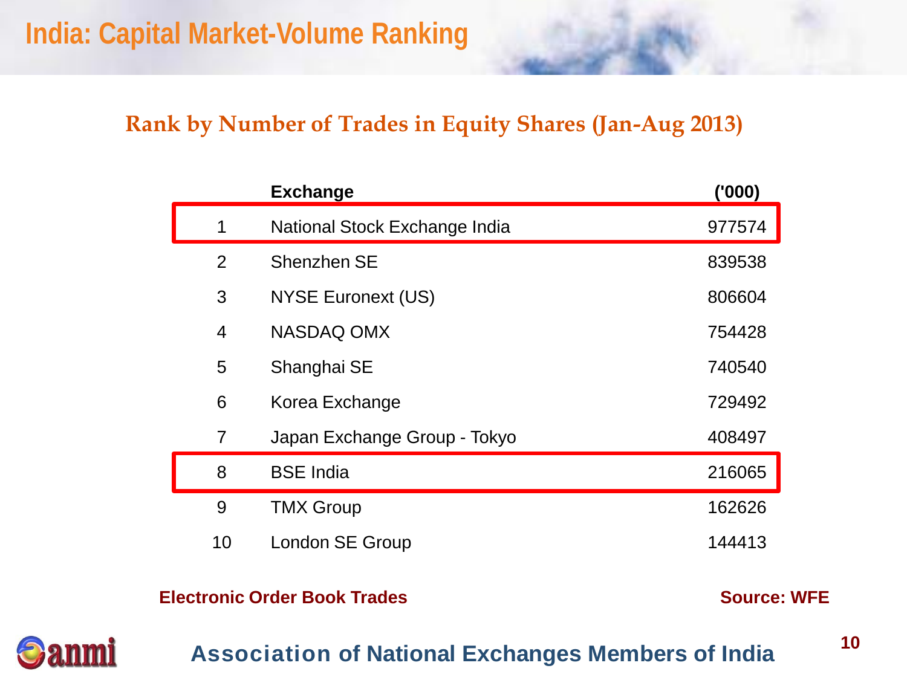# India: Capital Market-Volume Ranking

## Rank by Number of Trades in Equity Shares (Jan-Aug 2013)

| | Exchange | ('000) |
|---|---|---|
| 1 | National Stock Exchange India | 977574 |
| 2 | Shenzhen SE | 839538 |
| 3 | NYSE Euronext (US) | 806604 |
| 4 | NASDAQ OMX | 754428 |
| 5 | Shanghai SE | 740540 |
| 6 | Korea Exchange | 729492 |
| 7 | Japan Exchange Group - Tokyo | 408497 |
| 8 | BSE India | 216065 |
| 9 | TMX Group | 162626 |
| 10 | London SE Group | 144413 |

**Electronic Order Book Trades**

**Source: WFE**

anmi

**Association of National Exchanges Members of India**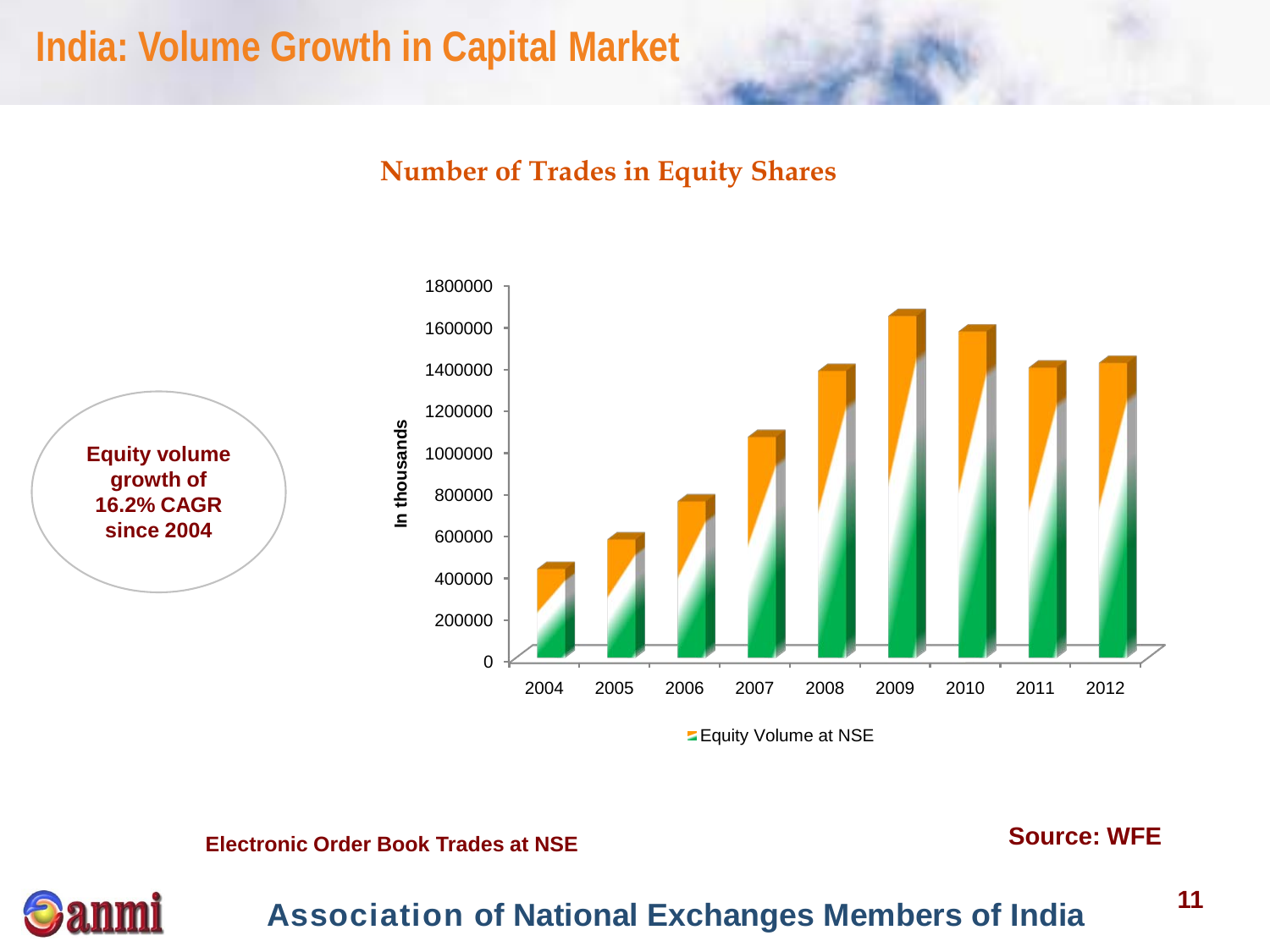# India: Volume Growth in Capital Market

## Number of Trades in Equity Shares

**Equity volume growth of 16.2% CAGR since 2004**

In thousands

1800000
1600000
1400000
1200000
1000000
800000
600000
400000
200000
0

2004 2005 2006 2007 2008 2009 2010 2011 2012

Equity Volume at NSE

**Electronic Order Book Trades at NSE**

**Source: WFE**

**Association of National Exchanges Members of India**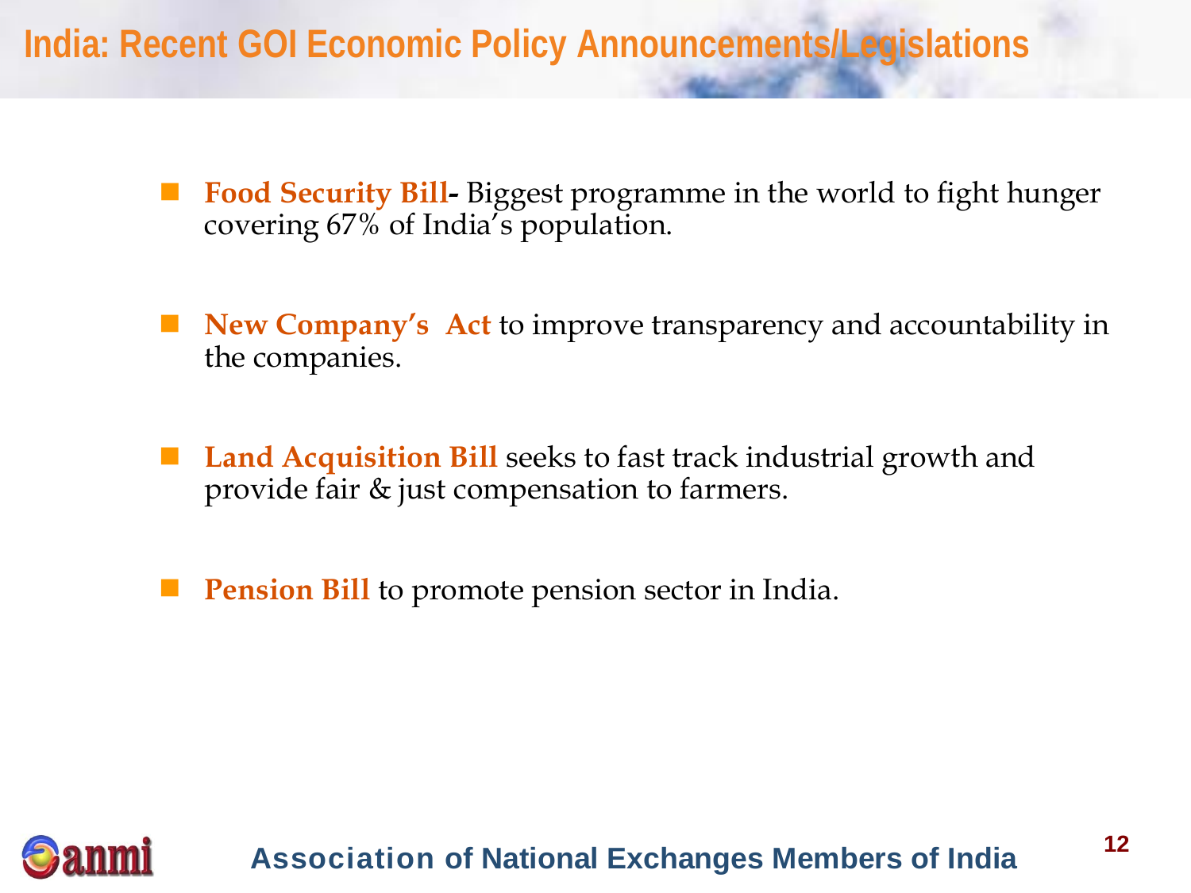# India: Recent GOI Economic Policy Announcements/Legislations

- **Food Security Bill-** Biggest programme in the world to fight hunger covering 67% of India's population.

- **New Company's Act** to improve transparency and accountability in the companies.

- **Land Acquisition Bill** seeks to fast track industrial growth and provide fair & just compensation to farmers.

- **Pension Bill** to promote pension sector in India.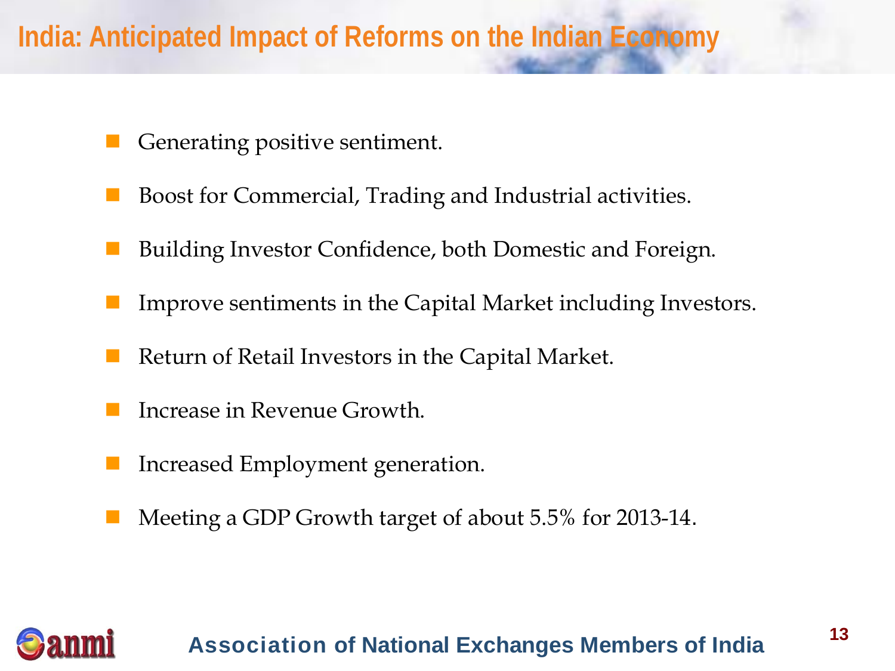# India: Anticipated Impact of Reforms on the Indian Economy

- Generating positive sentiment.
- Boost for Commercial, Trading and Industrial activities.
- Building Investor Confidence, both Domestic and Foreign.
- Improve sentiments in the Capital Market including Investors.
- Return of Retail Investors in the Capital Market.
- Increase in Revenue Growth.
- Increased Employment generation.
- Meeting a GDP Growth target of about 5.5% for 2013-14.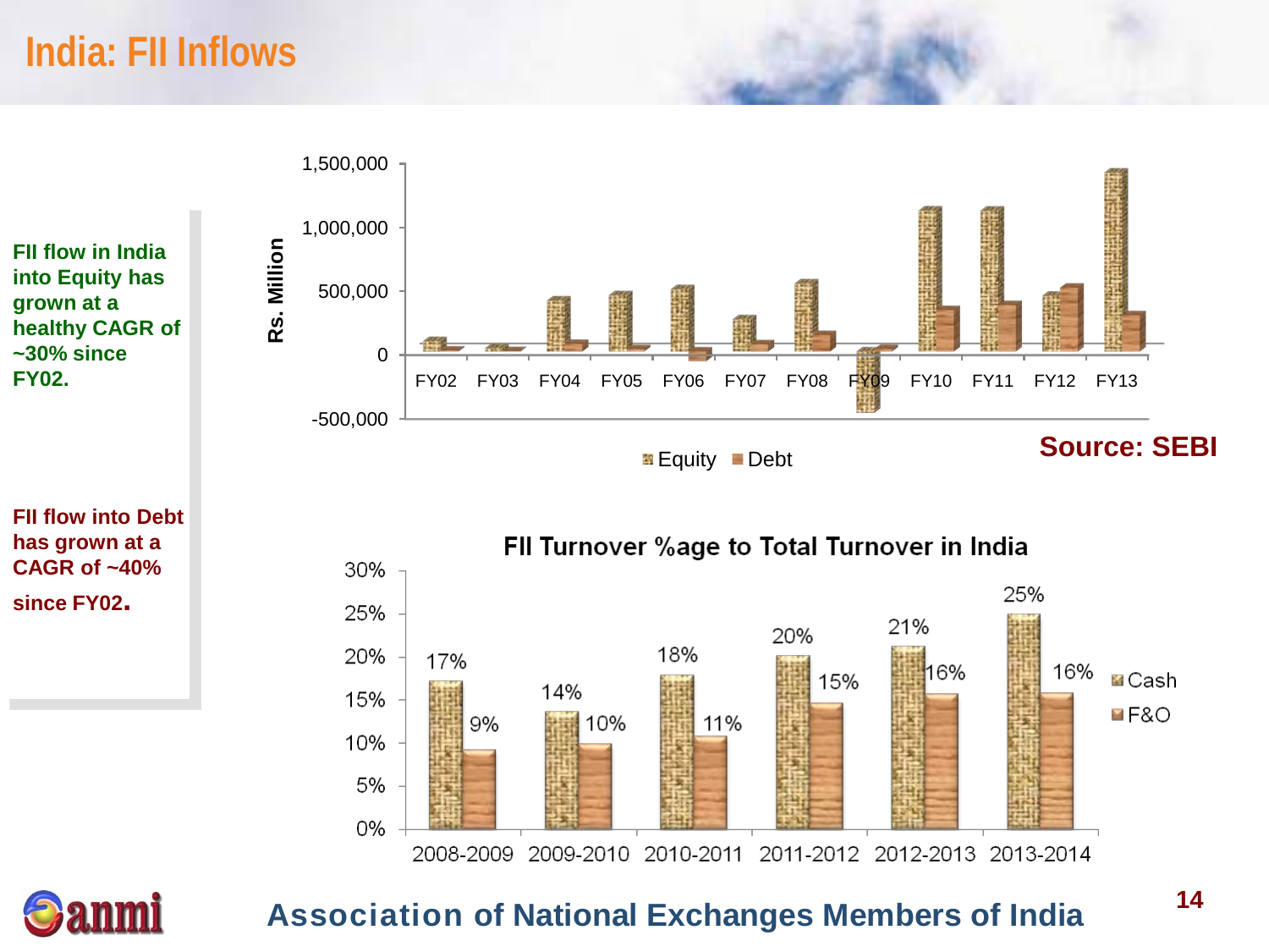# India: FII Inflows

**FII flow in India into Equity has grown at a healthy CAGR of ~30% since FY02.**

**FII flow into Debt has grown at a CAGR of ~40% since FY02.**

Rs. Million

1,500,000
1,000,000
500,000
0
-500,000

FY02 FY03 FY04 FY05 FY06 FY07 FY08 FY09 FY10 FY11 FY12 FY13

Equity  Debt

**Source: SEBI**

**FII Turnover %age to Total Turnover in India**

| | Cash | F&O |
|---|---|---|
| 2008-2009 | 17% | 9% |
| 2009-2010 | 14% | 10% |
| 2010-2011 | 18% | 11% |
| 2011-2012 | 20% | 15% |
| 2012-2013 | 21% | 16% |
| 2013-2014 | 25% | 16% |

**Association of National Exchanges Members of India**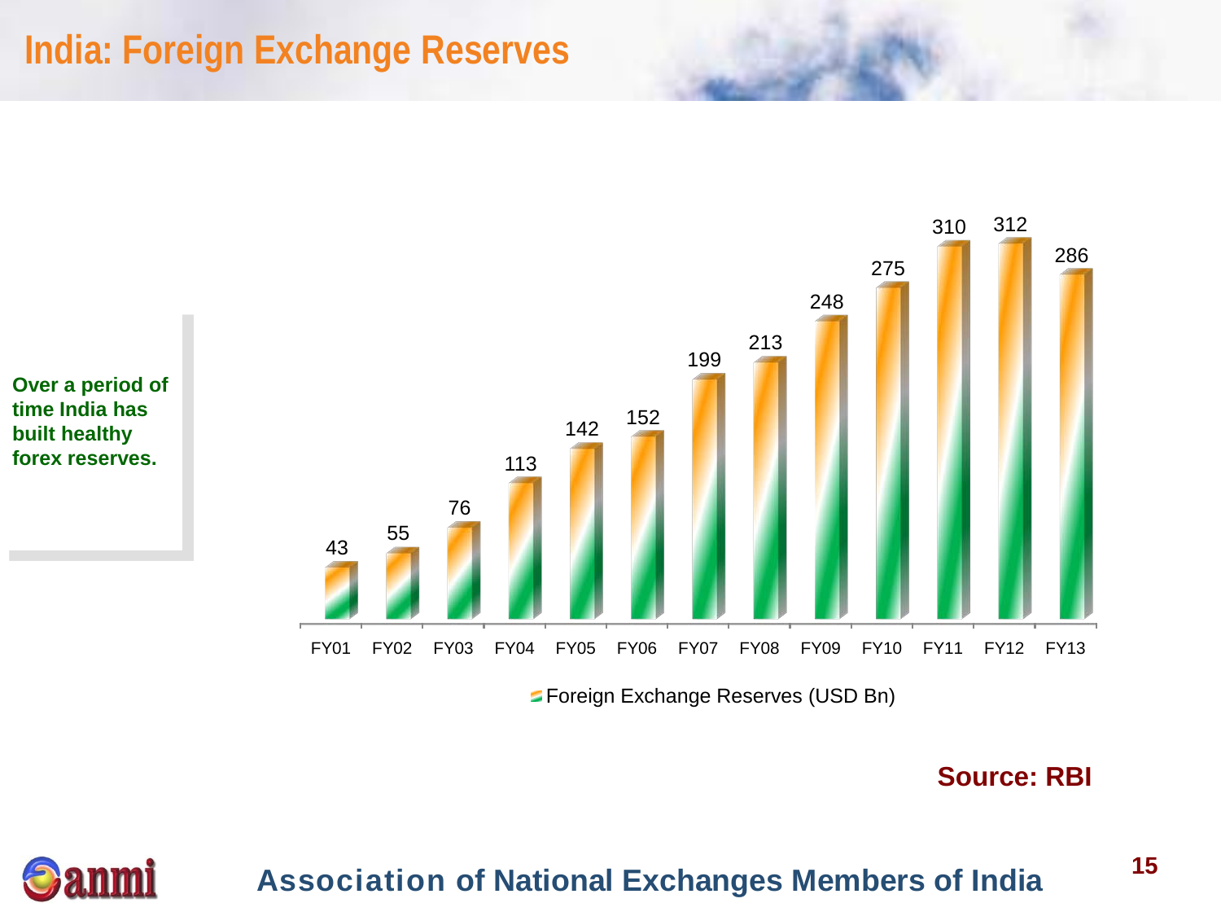# India: Foreign Exchange Reserves

**Over a period of time India has built healthy forex reserves.**

| Year | Foreign Exchange Reserves (USD Bn) |
|---|---|
| FY01 | 43 |
| FY02 | 55 |
| FY03 | 76 |
| FY04 | 113 |
| FY05 | 142 |
| FY06 | 152 |
| FY07 | 199 |
| FY08 | 213 |
| FY09 | 248 |
| FY10 | 275 |
| FY11 | 310 |
| FY12 | 312 |
| FY13 | 286 |

**Source: RBI**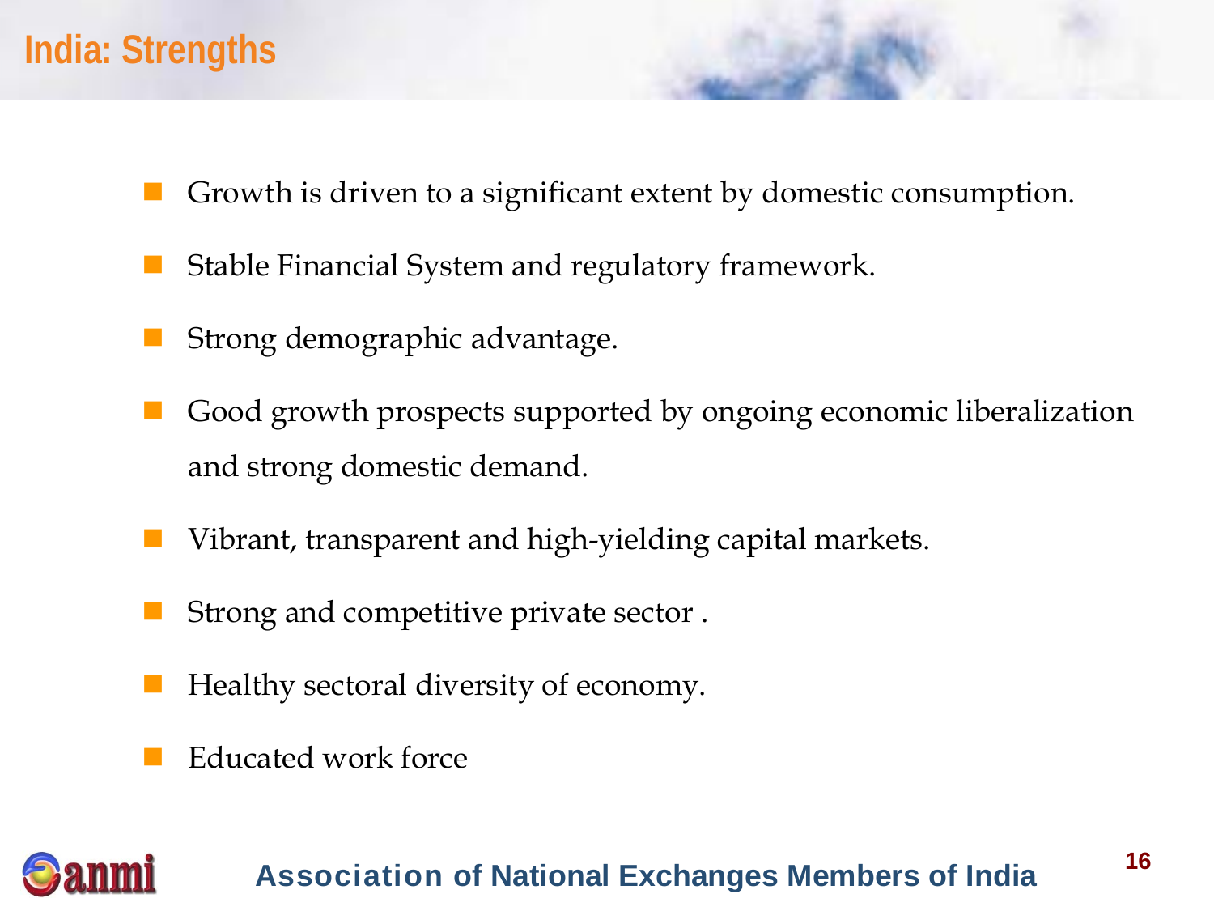# India: Strengths

- Growth is driven to a significant extent by domestic consumption.
- Stable Financial System and regulatory framework.
- Strong demographic advantage.
- Good growth prospects supported by ongoing economic liberalization and strong domestic demand.
- Vibrant, transparent and high-yielding capital markets.
- Strong and competitive private sector .
- Healthy sectoral diversity of economy.
- Educated work force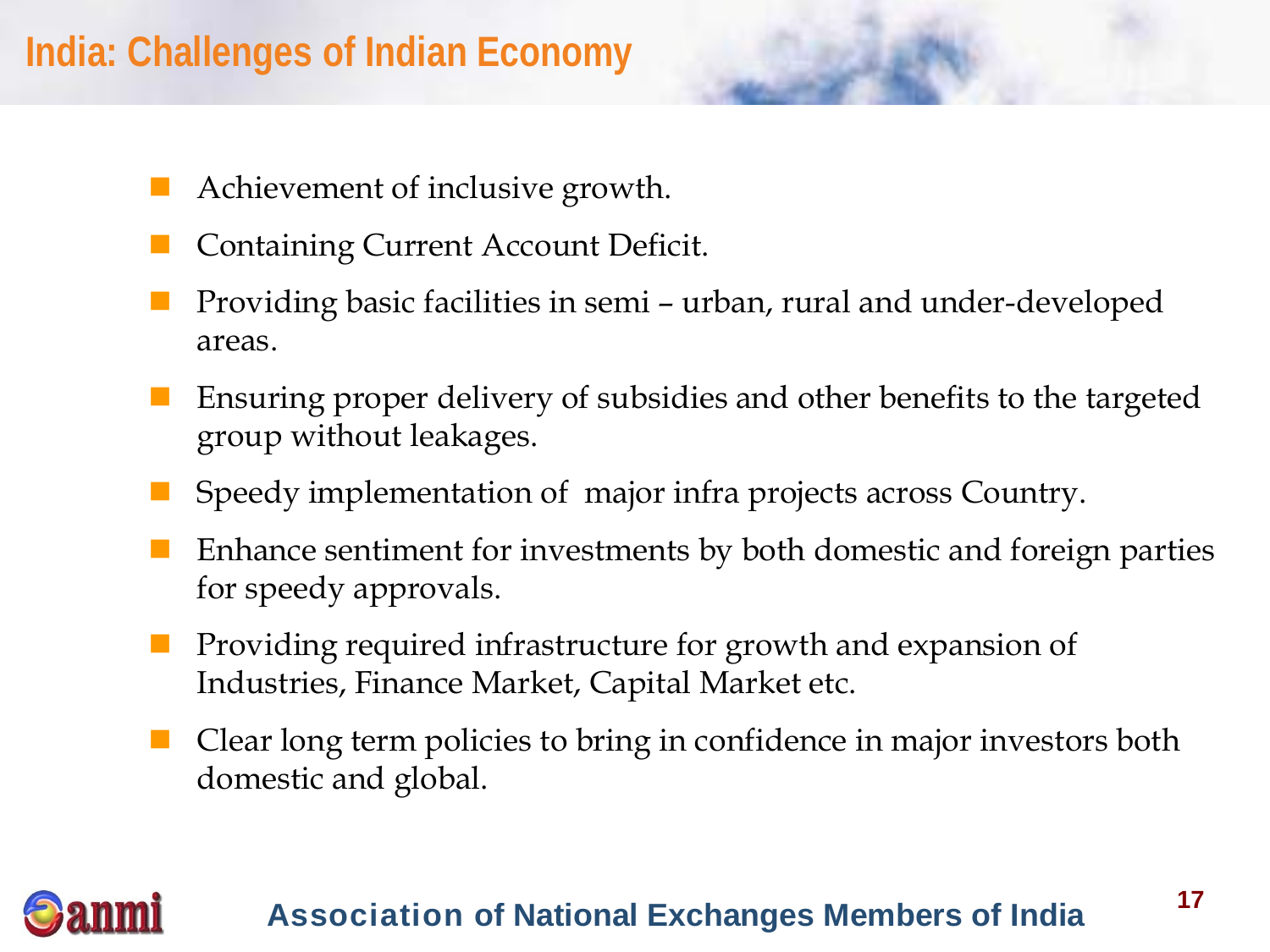# India: Challenges of Indian Economy

- Achievement of inclusive growth.
- Containing Current Account Deficit.
- Providing basic facilities in semi – urban, rural and under-developed areas.
- Ensuring proper delivery of subsidies and other benefits to the targeted group without leakages.
- Speedy implementation of major infra projects across Country.
- Enhance sentiment for investments by both domestic and foreign parties for speedy approvals.
- Providing required infrastructure for growth and expansion of Industries, Finance Market, Capital Market etc.
- Clear long term policies to bring in confidence in major investors both domestic and global.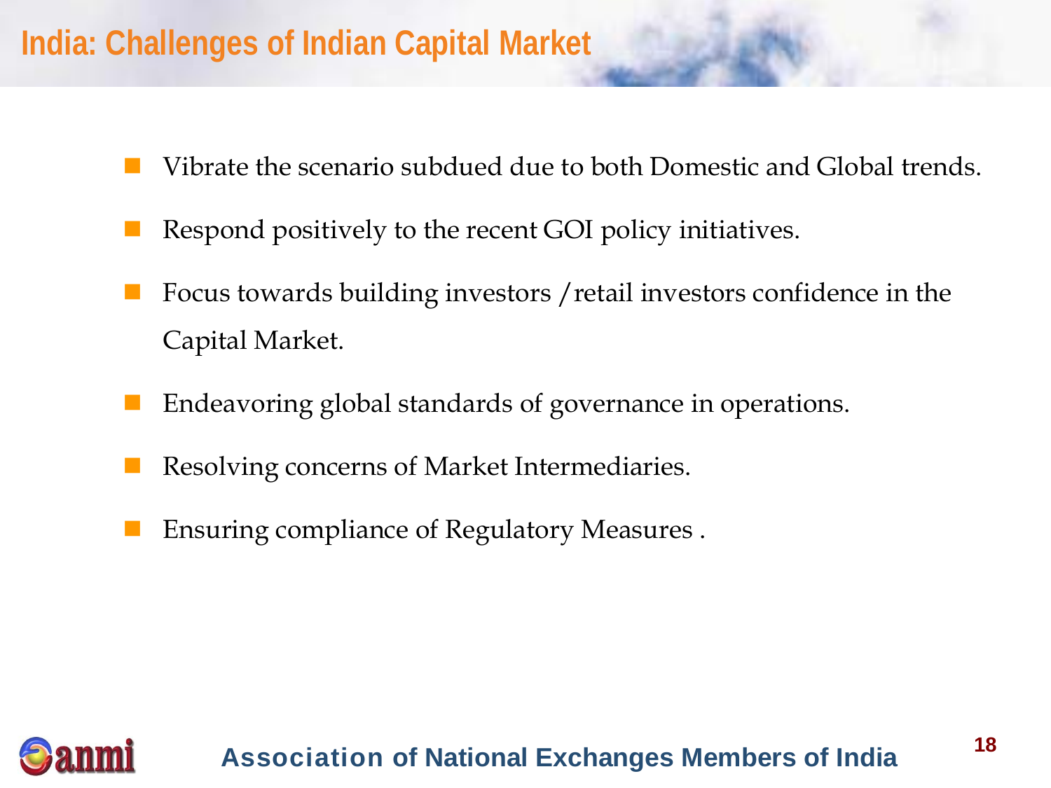# India: Challenges of Indian Capital Market

- Vibrate the scenario subdued due to both Domestic and Global trends.
- Respond positively to the recent GOI policy initiatives.
- Focus towards building investors /retail investors confidence in the Capital Market.
- Endeavoring global standards of governance in operations.
- Resolving concerns of Market Intermediaries.
- Ensuring compliance of Regulatory Measures .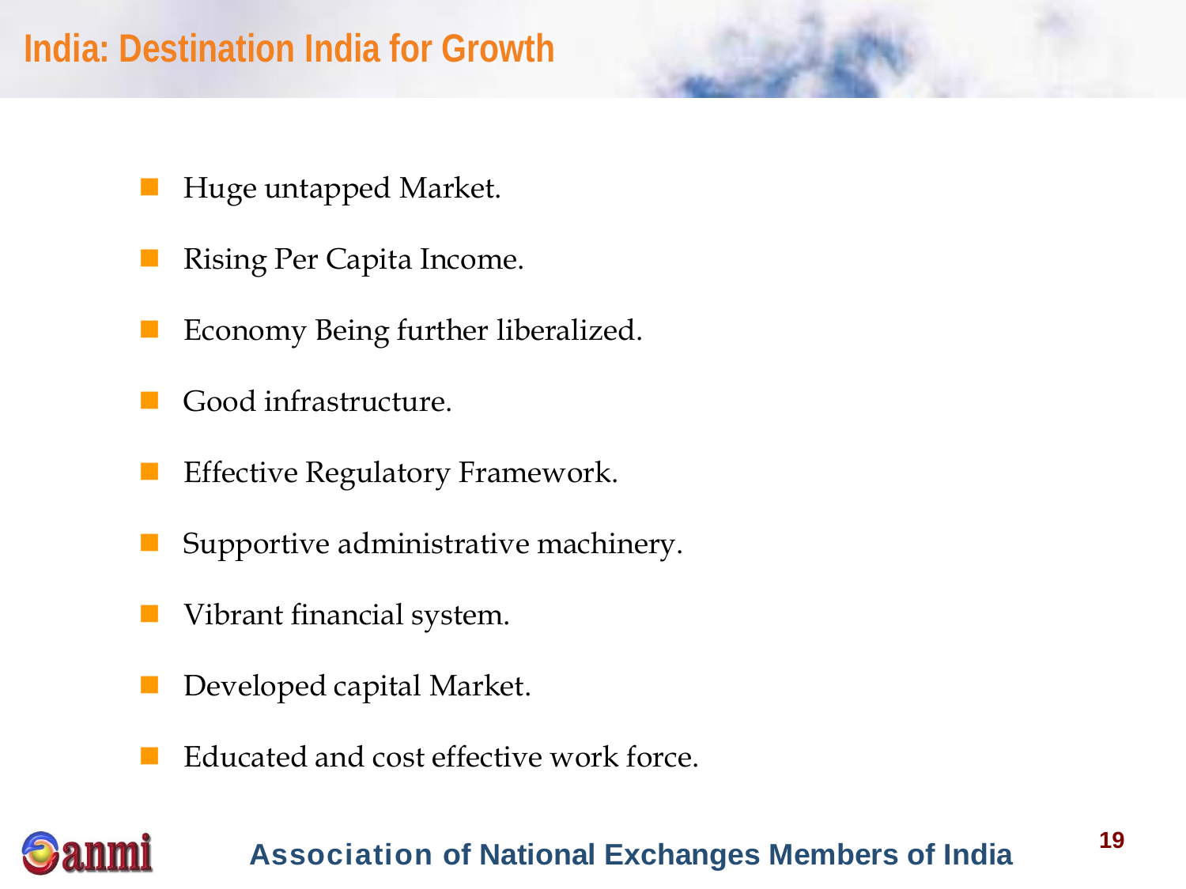# India: Destination India for Growth

- Huge untapped Market.
- Rising Per Capita Income.
- Economy Being further liberalized.
- Good infrastructure.
- Effective Regulatory Framework.
- Supportive administrative machinery.
- Vibrant financial system.
- Developed capital Market.
- Educated and cost effective work force.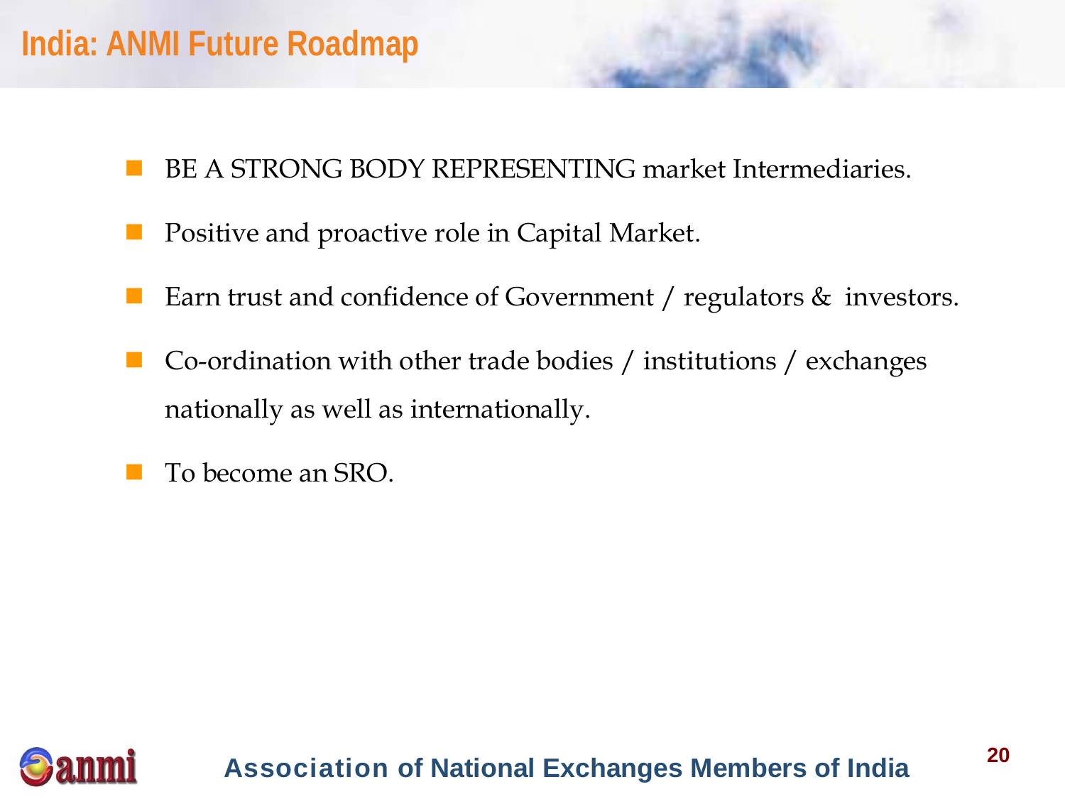# India: ANMI Future Roadmap

- BE A STRONG BODY REPRESENTING market Intermediaries.
- Positive and proactive role in Capital Market.
- Earn trust and confidence of Government / regulators & investors.
- Co-ordination with other trade bodies / institutions / exchanges nationally as well as internationally.
- To become an SRO.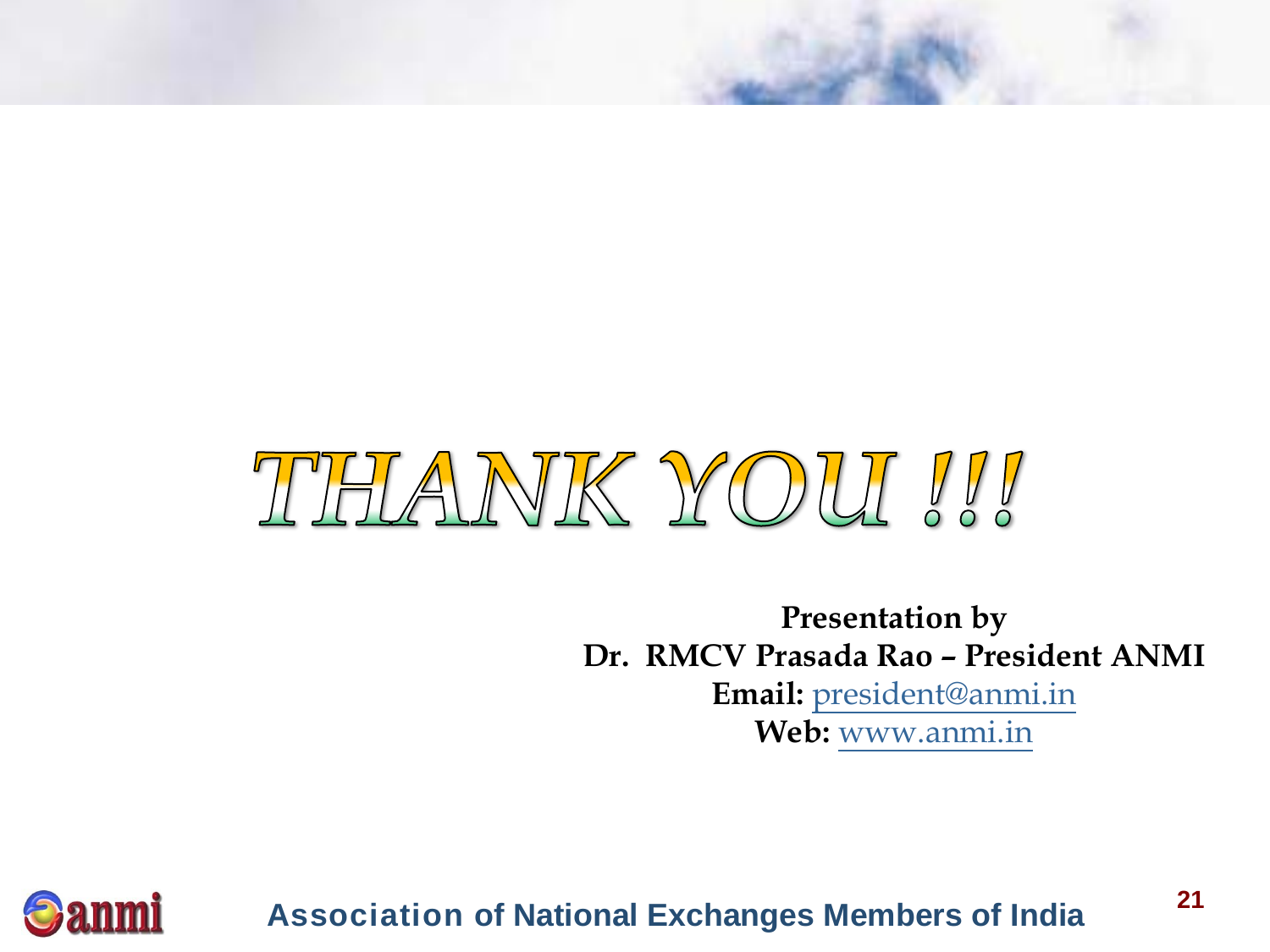# *THANK YOU !!!*

**Presentation by**
**Dr. RMCV Prasada Rao – President ANMI**
**Email:** president@anmi.in
**Web:** www.anmi.in

**Association of National Exchanges Members of India**